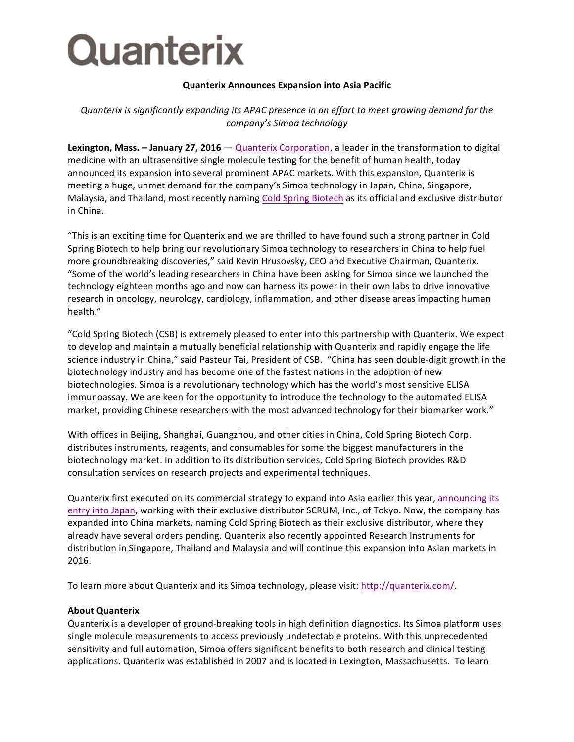# Quanterix

**Quanterix Announces Expansion into Asia Pacific**

*Quanterix is significantly expanding its APAC presence in an effort to meet growing demand for the company's Simoa technology*

**Lexington, Mass. – January 27, 2016** — Quanterix Corporation, a leader in the transformation to digital medicine with an ultrasensitive single molecule testing for the benefit of human health, today announced its expansion into several prominent APAC markets. With this expansion, Quanterix is meeting a huge, unmet demand for the company's Simoa technology in Japan, China, Singapore, Malaysia, and Thailand, most recently naming Cold Spring Biotech as its official and exclusive distributor in China.

"This is an exciting time for Quanterix and we are thrilled to have found such a strong partner in Cold Spring Biotech to help bring our revolutionary Simoa technology to researchers in China to help fuel more groundbreaking discoveries," said Kevin Hrusovsky, CEO and Executive Chairman, Quanterix. "Some of the world's leading researchers in China have been asking for Simoa since we launched the technology eighteen months ago and now can harness its power in their own labs to drive innovative research in oncology, neurology, cardiology, inflammation, and other disease areas impacting human health."

"Cold Spring Biotech (CSB) is extremely pleased to enter into this partnership with Quanterix. We expect to develop and maintain a mutually beneficial relationship with Quanterix and rapidly engage the life science industry in China," said Pasteur Tai, President of CSB. "China has seen double-digit growth in the biotechnology industry and has become one of the fastest nations in the adoption of new biotechnologies. Simoa is a revolutionary technology which has the world's most sensitive ELISA immunoassay. We are keen for the opportunity to introduce the technology to the automated ELISA market, providing Chinese researchers with the most advanced technology for their biomarker work."

With offices in Beijing, Shanghai, Guangzhou, and other cities in China, Cold Spring Biotech Corp. distributes instruments, reagents, and consumables for some the biggest manufacturers in the biotechnology market. In addition to its distribution services, Cold Spring Biotech provides R&D consultation services on research projects and experimental techniques.

Quanterix first executed on its commercial strategy to expand into Asia earlier this year, announcing its entry into Japan, working with their exclusive distributor SCRUM, Inc., of Tokyo. Now, the company has expanded into China markets, naming Cold Spring Biotech as their exclusive distributor, where they already have several orders pending. Quanterix also recently appointed Research Instruments for distribution in Singapore, Thailand and Malaysia and will continue this expansion into Asian markets in 2016.

To learn more about Quanterix and its Simoa technology, please visit: http://quanterix.com/.

**About Quanterix**

Quanterix is a developer of ground-breaking tools in high definition diagnostics. Its Simoa platform uses single molecule measurements to access previously undetectable proteins. With this unprecedented sensitivity and full automation, Simoa offers significant benefits to both research and clinical testing applications. Quanterix was established in 2007 and is located in Lexington, Massachusetts. To learn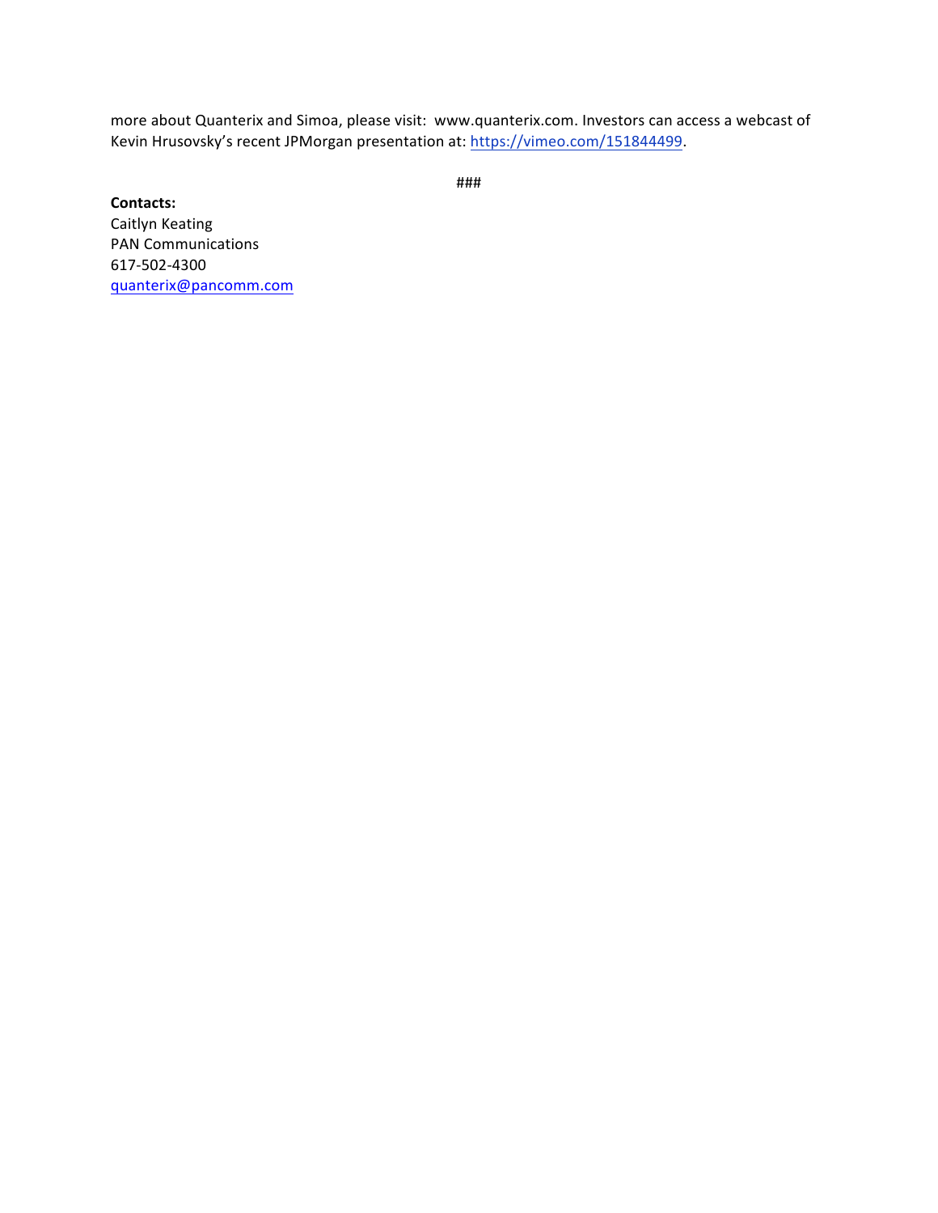more about Quanterix and Simoa, please visit: www.quanterix.com. Investors can access a webcast of Kevin Hrusovsky's recent JPMorgan presentation at: https://vimeo.com/151844499.

###

**Contacts:**
Caitlyn Keating
PAN Communications
617-502-4300
quanterix@pancomm.com